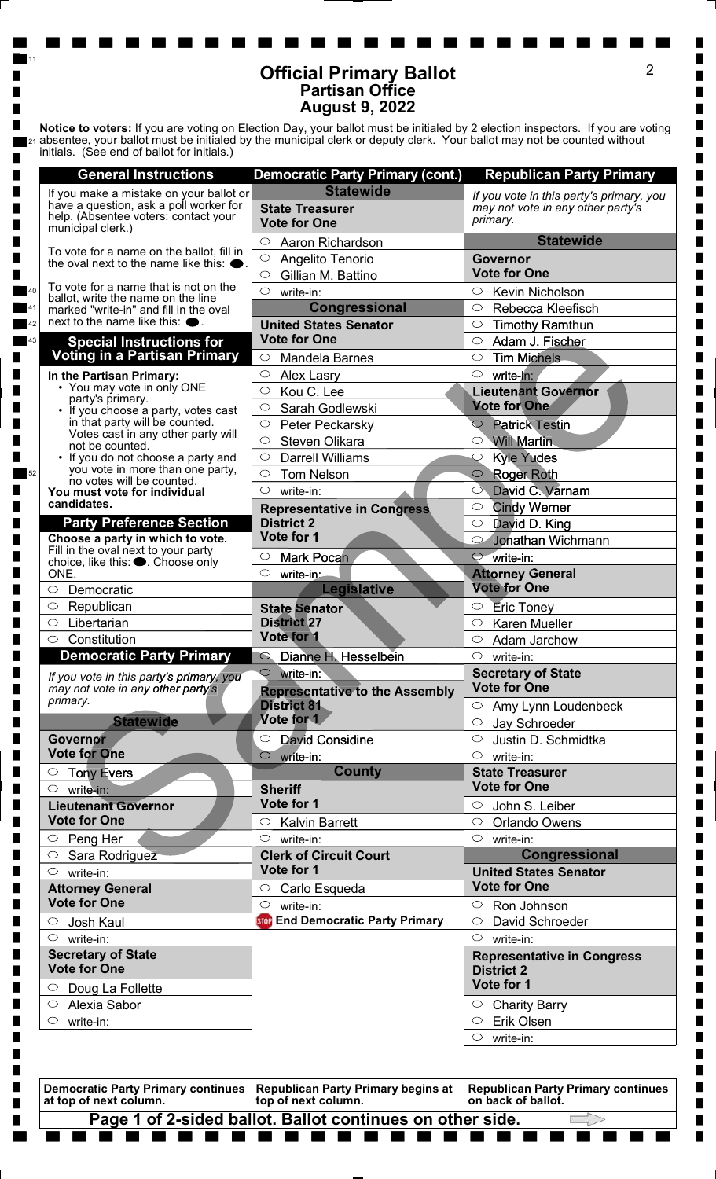# Official Primary Ballot
## Partisan Office
## August 9, 2022

**Notice to voters:** If you are voting on Election Day, your ballot must be initialed by 2 election inspectors. If you are voting absentee, your ballot must be initialed by the municipal clerk or deputy clerk. Your ballot may not be counted without initials. (See end of ballot for initials.)

### General Instructions

If you make a mistake on your ballot or have a question, ask a poll worker for help. (Absentee voters: contact your municipal clerk.)

To vote for a name on the ballot, fill in the oval next to the name like this: ●.

To vote for a name that is not on the ballot, write the name on the line marked "write-in" and fill in the oval next to the name like this: ●.

### Special Instructions for Voting in a Partisan Primary

**In the Partisan Primary:**
- You may vote in only ONE party's primary.
- If you choose a party, votes cast in that party will be counted. Votes cast in any other party will not be counted.
- If you do not choose a party and you vote in more than one party, no votes will be counted.

**You must vote for individual candidates.**

### Party Preference Section

**Choose a party in which to vote.** Fill in the oval next to your party choice, like this: ●. Choose only ONE.

- ○ Democratic
- ○ Republican
- ○ Libertarian
- ○ Constitution

### Democratic Party Primary

*If you vote in this party's primary, you may not vote in any other party's primary.*

#### Statewide

**Governor**
**Vote for One**
- ○ Tony Evers
- ○ write-in:

**Lieutenant Governor**
**Vote for One**
- ○ Peng Her
- ○ Sara Rodriguez
- ○ write-in:

**Attorney General**
**Vote for One**
- ○ Josh Kaul
- ○ write-in:

**Secretary of State**
**Vote for One**
- ○ Doug La Follette
- ○ Alexia Sabor
- ○ write-in:

Democratic Party Primary continues at top of next column.

### Democratic Party Primary (cont.)

#### Statewide

**State Treasurer**
**Vote for One**
- ○ Aaron Richardson
- ○ Angelito Tenorio
- ○ Gillian M. Battino
- ○ write-in:

#### Congressional

**United States Senator**
**Vote for One**
- ○ Mandela Barnes
- ○ Alex Lasry
- ○ Kou C. Lee
- ○ Sarah Godlewski
- ○ Peter Peckarsky
- ○ Steven Olikara
- ○ Darrell Williams
- ○ Tom Nelson
- ○ write-in:

**Representative in Congress**
**District 2**
**Vote for 1**
- ○ Mark Pocan
- ○ write-in:

#### Legislative

**State Senator**
**District 27**
**Vote for 1**
- ○ Dianne H. Hesselbein
- ○ write-in:

**Representative to the Assembly**
**District 81**
**Vote for 1**
- ○ David Considine
- ○ write-in:

#### County

**Sheriff**
**Vote for 1**
- ○ Kalvin Barrett
- ○ write-in:

**Clerk of Circuit Court**
**Vote for 1**
- ○ Carlo Esqueda
- ○ write-in:

**STOP End Democratic Party Primary**

Republican Party Primary begins at top of next column.

### Republican Party Primary

*If you vote in this party's primary, you may not vote in any other party's primary.*

#### Statewide

**Governor**
**Vote for One**
- ○ Kevin Nicholson
- ○ Rebecca Kleefisch
- ○ Timothy Ramthun
- ○ Adam J. Fischer
- ○ Tim Michels
- ○ write-in:

**Lieutenant Governor**
**Vote for One**
- ○ Patrick Testin
- ○ Will Martin
- ○ Kyle Yudes
- ○ Roger Roth
- ○ David C. Varnam
- ○ Cindy Werner
- ○ David D. King
- ○ Jonathan Wichmann
- ○ write-in:

**Attorney General**
**Vote for One**
- ○ Eric Toney
- ○ Karen Mueller
- ○ Adam Jarchow
- ○ write-in:

**Secretary of State**
**Vote for One**
- ○ Amy Lynn Loudenbeck
- ○ Jay Schroeder
- ○ Justin D. Schmidtka
- ○ write-in:

**State Treasurer**
**Vote for One**
- ○ John S. Leiber
- ○ Orlando Owens
- ○ write-in:

#### Congressional

**United States Senator**
**Vote for One**
- ○ Ron Johnson
- ○ David Schroeder
- ○ write-in:

**Representative in Congress**
**District 2**
**Vote for 1**
- ○ Charity Barry
- ○ Erik Olsen
- ○ write-in:

Republican Party Primary continues on back of ballot.

**Page 1 of 2-sided ballot. Ballot continues on other side.**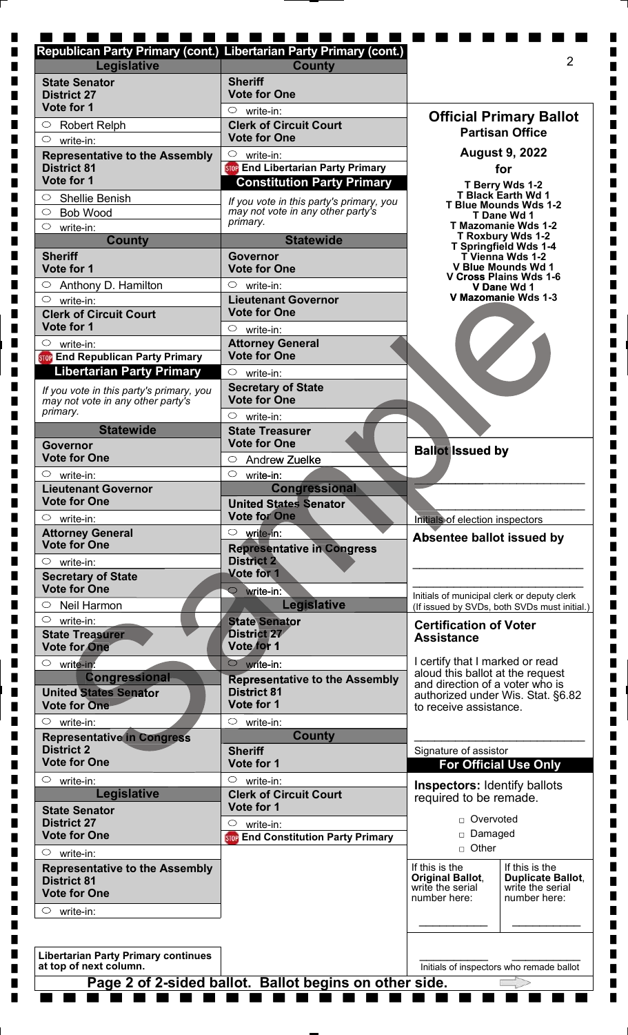## Republican Party Primary (cont.)

### Legislative

**State Senator**
**District 27**
**Vote for 1**

- ○ Robert Relph
- ○ write-in:

**Representative to the Assembly**
**District 81**
**Vote for 1**

- ○ Shellie Benish
- ○ Bob Wood
- ○ write-in:

### County

**Sheriff**
**Vote for 1**

- ○ Anthony D. Hamilton
- ○ write-in:

**Clerk of Circuit Court**
**Vote for 1**

- ○ write-in:

**STOP End Republican Party Primary**

## Libertarian Party Primary

*If you vote in this party's primary, you may not vote in any other party's primary.*

### Statewide

**Governor**
**Vote for One**

- ○ write-in:

**Lieutenant Governor**
**Vote for One**

- ○ write-in:

**Attorney General**
**Vote for One**

- ○ write-in:

**Secretary of State**
**Vote for One**

- ○ Neil Harmon
- ○ write-in:

**State Treasurer**
**Vote for One**

- ○ write-in:

### Congressional

**United States Senator**
**Vote for One**

- ○ write-in:

**Representative in Congress**
**District 2**
**Vote for One**

- ○ write-in:

### Legislative

**State Senator**
**District 27**
**Vote for One**

- ○ write-in:

**Representative to the Assembly**
**District 81**
**Vote for One**

- ○ write-in:

**Libertarian Party Primary continues at top of next column.**

## Libertarian Party Primary (cont.)

### County

**Sheriff**
**Vote for One**

- ○ write-in:

**Clerk of Circuit Court**
**Vote for One**

- ○ write-in:

**STOP End Libertarian Party Primary**

## Constitution Party Primary

*If you vote in this party's primary, you may not vote in any other party's primary.*

### Statewide

**Governor**
**Vote for One**

- ○ write-in:

**Lieutenant Governor**
**Vote for One**

- ○ write-in:

**Attorney General**
**Vote for One**

- ○ write-in:

**Secretary of State**
**Vote for One**

- ○ write-in:

**State Treasurer**
**Vote for One**

- ○ Andrew Zuelke
- ○ write-in:

### Congressional

**United States Senator**
**Vote for One**

- ○ write-in:

**Representative in Congress**
**District 2**
**Vote for 1**

- ○ write-in:

### Legislative

**State Senator**
**District 27**
**Vote for 1**

- ○ write-in:

**Representative to the Assembly**
**District 81**
**Vote for 1**

- ○ write-in:

### County

**Sheriff**
**Vote for 1**

- ○ write-in:

**Clerk of Circuit Court**
**Vote for 1**

- ○ write-in:

**STOP End Constitution Party Primary**

---

# Official Primary Ballot

**Partisan Office**

**August 9, 2022**

**for**

**T Berry Wds 1-2**
**T Black Earth Wd 1**
**T Blue Mounds Wds 1-2**
**T Dane Wd 1**
**T Mazomanie Wds 1-2**
**T Roxbury Wds 1-2**
**T Springfield Wds 1-4**
**T Vienna Wds 1-2**
**V Blue Mounds Wd 1**
**V Cross Plains Wds 1-6**
**V Dane Wd 1**
**V Mazomanie Wds 1-3**

Sample

**Ballot Issued by**

\_\_\_\_\_\_\_\_\_\_\_\_\_\_\_\_\_\_\_\_\_\_\_\_

\_\_\_\_\_\_\_\_\_\_\_\_\_\_\_\_\_\_\_\_\_\_\_\_

Initials of election inspectors

**Absentee ballot issued by**

\_\_\_\_\_\_\_\_\_\_\_\_\_\_\_\_\_\_\_\_\_\_\_\_

\_\_\_\_\_\_\_\_\_\_\_\_\_\_\_\_\_\_\_\_\_\_\_\_

Initials of municipal clerk or deputy clerk (If issued by SVDs, both SVDs must initial.)

**Certification of Voter Assistance**

I certify that I marked or read aloud this ballot at the request and direction of a voter who is authorized under Wis. Stat. §6.82 to receive assistance.

\_\_\_\_\_\_\_\_\_\_\_\_\_\_\_\_\_\_\_\_\_\_\_\_

Signature of assistor

**For Official Use Only**

**Inspectors:** Identify ballots required to be remade.

- □ Overvoted
- □ Damaged
- □ Other

| If this is the **Original Ballot**, write the serial number here: | If this is the **Duplicate Ballot**, write the serial number here: |
|---|---|
| \_\_\_\_\_\_\_\_\_\_ | \_\_\_\_\_\_\_\_\_\_ |
| \_\_\_\_\_\_\_\_\_\_ | \_\_\_\_\_\_\_\_\_\_ |

Initials of inspectors who remade ballot

**Page 2 of 2-sided ballot. Ballot begins on other side.**